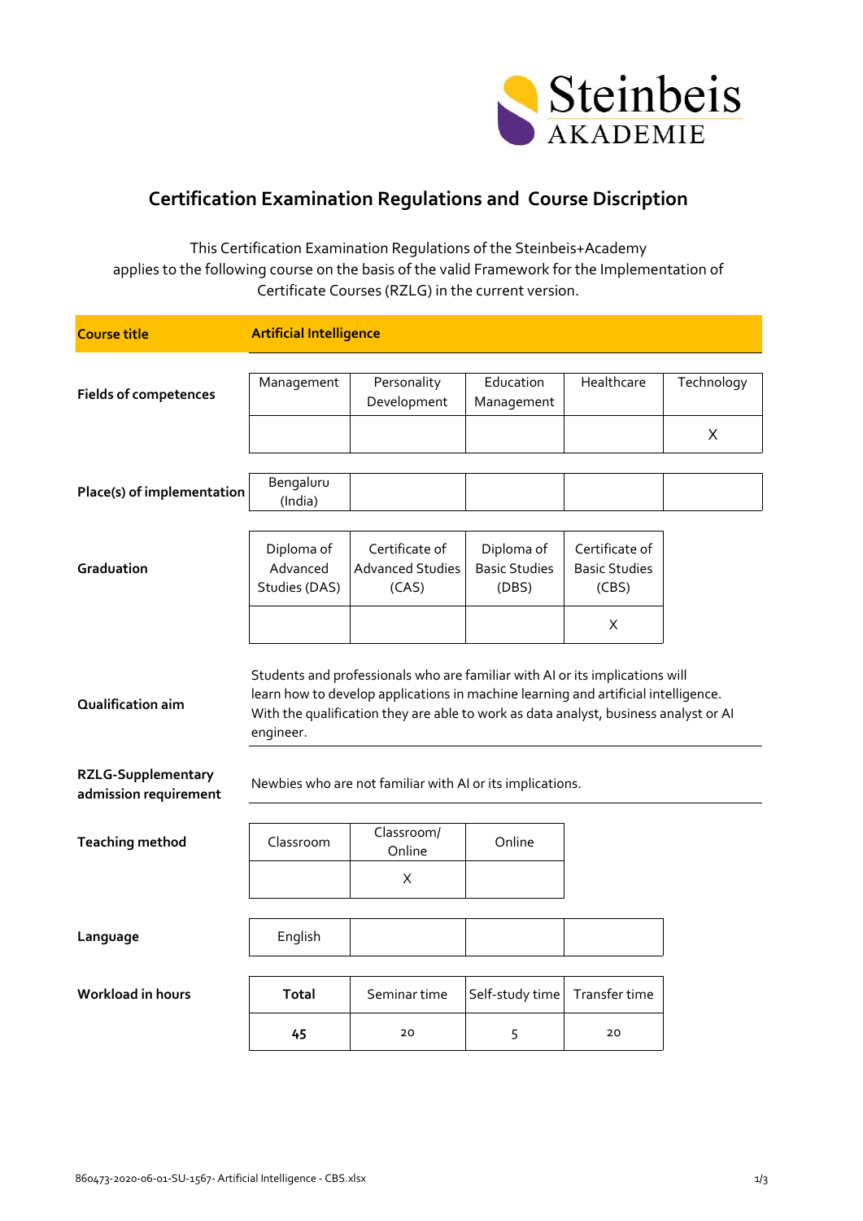# Certification Examination Regulations and Course Discription

This Certification Examination Regulations of the Steinbeis+Academy applies to the following course on the basis of the valid Framework for the Implementation of Certificate Courses (RZLG) in the current version.

| **Course title** | **Artificial Intelligence** | | | | |
|---|---|---|---|---|---|
| **Fields of competences** | Management | Personality Development | Education Management | Healthcare | Technology |
| | | | | | X |
| **Place(s) of implementation** | Bengaluru (India) | | | | |
| **Graduation** | Diploma of Advanced Studies (DAS) | Certificate of Advanced Studies (CAS) | Diploma of Basic Studies (DBS) | Certificate of Basic Studies (CBS) | |
| | | | | X | |
| **Qualification aim** | Students and professionals who are familiar with AI or its implications will learn how to develop applications in machine learning and artificial intelligence. With the qualification they are able to work as data analyst, business analyst or AI engineer. | | | | |
| **RZLG-Supplementary admission requirement** | Newbies who are not familiar with AI or its implications. | | | | |
| **Teaching method** | Classroom | Classroom/ Online | Online | | |
| | | X | | | |
| **Language** | English | | | | |
| **Workload in hours** | **Total** | Seminar time | Self-study time | Transfer time | |
| | **45** | 20 | 5 | 20 | |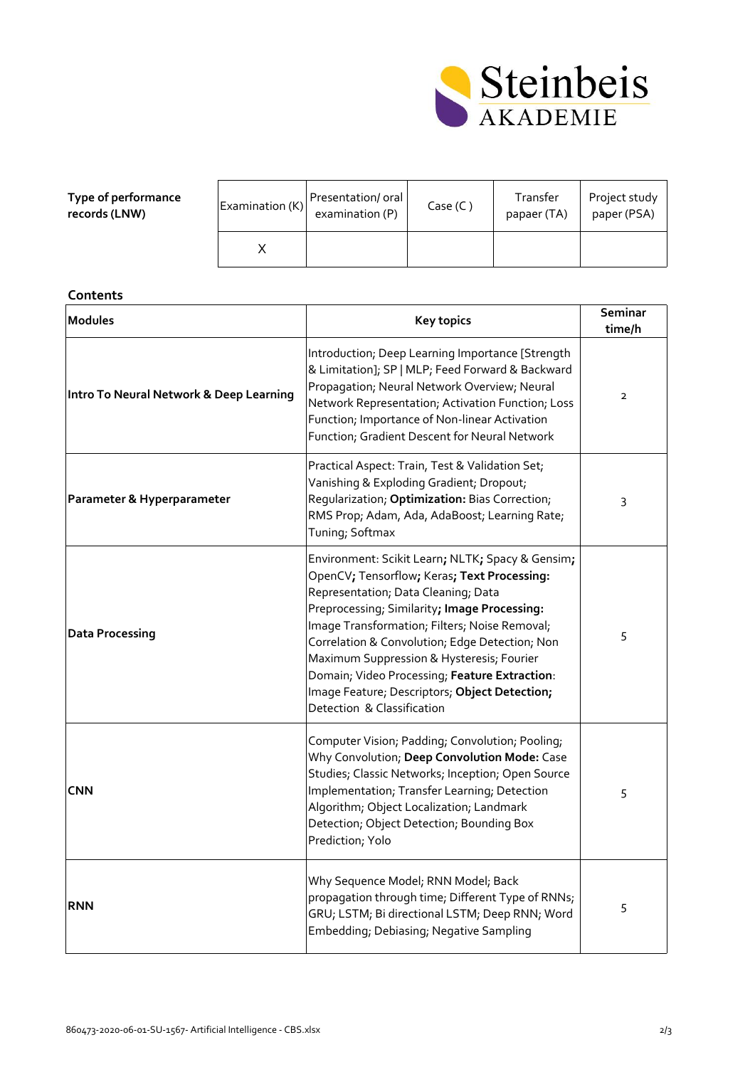| **Type of performance records (LNW)** | Examination (K) | Presentation/ oral examination (P) | Case (C ) | Transfer papaer (TA) | Project study paper (PSA) |
|---|---|---|---|---|---|
| | X | | | | |

**Contents**

| **Modules** | **Key topics** | **Seminar time/h** |
|---|---|---|
| **Intro To Neural Network & Deep Learning** | Introduction; Deep Learning Importance [Strength & Limitation]; SP \| MLP; Feed Forward & Backward Propagation; Neural Network Overview; Neural Network Representation; Activation Function; Loss Function; Importance of Non-linear Activation Function; Gradient Descent for Neural Network | 2 |
| **Parameter & Hyperparameter** | Practical Aspect: Train, Test & Validation Set; Vanishing & Exploding Gradient; Dropout; Regularization; **Optimization:** Bias Correction; RMS Prop; Adam, Ada, AdaBoost; Learning Rate; Tuning; Softmax | 3 |
| **Data Processing** | Environment: Scikit Learn**;** NLTK**;** Spacy & Gensim**;** OpenCV**;** Tensorflow**;** Keras**; Text Processing:** Representation; Data Cleaning; Data Preprocessing; Similarity**; Image Processing:** Image Transformation; Filters; Noise Removal; Correlation & Convolution; Edge Detection; Non Maximum Suppression & Hysteresis; Fourier Domain; Video Processing; **Feature Extraction**: Image Feature; Descriptors; **Object Detection;** Detection & Classification | 5 |
| **CNN** | Computer Vision; Padding; Convolution; Pooling; Why Convolution; **Deep Convolution Mode:** Case Studies; Classic Networks; Inception; Open Source Implementation; Transfer Learning; Detection Algorithm; Object Localization; Landmark Detection; Object Detection; Bounding Box Prediction; Yolo | 5 |
| **RNN** | Why Sequence Model; RNN Model; Back propagation through time; Different Type of RNNs; GRU; LSTM; Bi directional LSTM; Deep RNN; Word Embedding; Debiasing; Negative Sampling | 5 |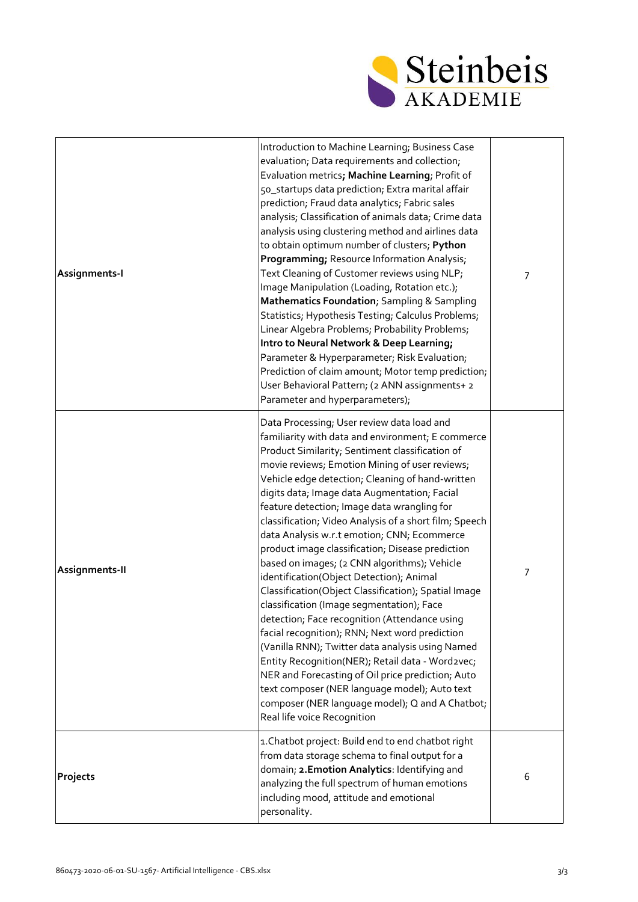| | | |
|---|---|---|
| **Assignments-I** | Introduction to Machine Learning; Business Case evaluation; Data requirements and collection; Evaluation metrics**; Machine Learning**; Profit of 50_startups data prediction; Extra marital affair prediction; Fraud data analytics; Fabric sales analysis; Classification of animals data; Crime data analysis using clustering method and airlines data to obtain optimum number of clusters; **Python Programming;** Resource Information Analysis; Text Cleaning of Customer reviews using NLP; Image Manipulation (Loading, Rotation etc.); **Mathematics Foundation**; Sampling & Sampling Statistics; Hypothesis Testing; Calculus Problems; Linear Algebra Problems; Probability Problems; **Intro to Neural Network & Deep Learning;** Parameter & Hyperparameter; Risk Evaluation; Prediction of claim amount; Motor temp prediction; User Behavioral Pattern; (2 ANN assignments+ 2 Parameter and hyperparameters); | 7 |
| **Assignments-II** | Data Processing; User review data load and familiarity with data and environment; E commerce Product Similarity; Sentiment classification of movie reviews; Emotion Mining of user reviews; Vehicle edge detection; Cleaning of hand-written digits data; Image data Augmentation; Facial feature detection; Image data wrangling for classification; Video Analysis of a short film; Speech data Analysis w.r.t emotion; CNN; Ecommerce product image classification; Disease prediction based on images; (2 CNN algorithms); Vehicle identification(Object Detection); Animal Classification(Object Classification); Spatial Image classification (Image segmentation); Face detection; Face recognition (Attendance using facial recognition); RNN; Next word prediction (Vanilla RNN); Twitter data analysis using Named Entity Recognition(NER); Retail data - Word2vec; NER and Forecasting of Oil price prediction; Auto text composer (NER language model); Auto text composer (NER language model); Q and A Chatbot; Real life voice Recognition | 7 |
| **Projects** | 1.Chatbot project: Build end to end chatbot right from data storage schema to final output for a domain; **2.Emotion Analytics**: Identifying and analyzing the full spectrum of human emotions including mood, attitude and emotional personality. | 6 |